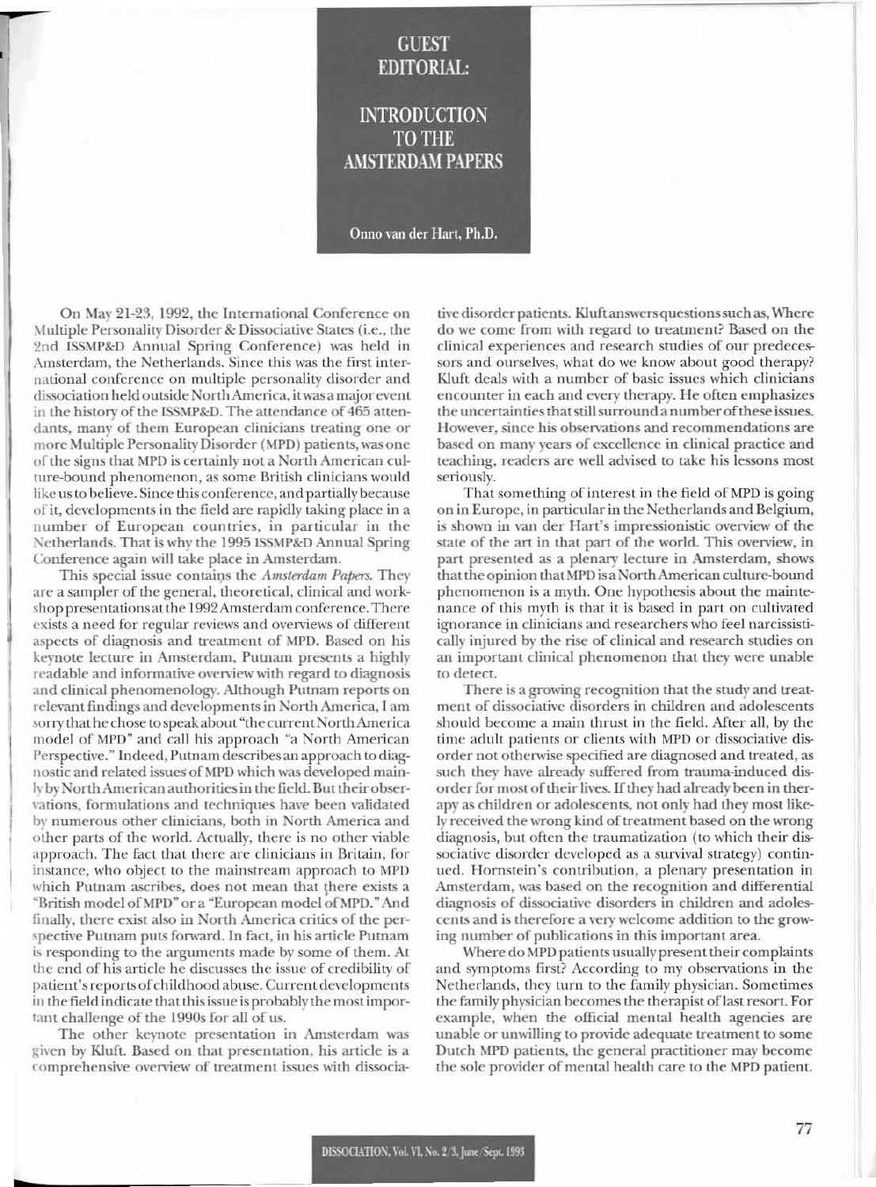# GUEST EDITORIAL:

## INTRODUCTION TO THE AMSTERDAM PAPERS

**Onno van der Hart, Ph.D.**

On May 21-23, 1992, the International Conference on Multiple Personality Disorder & Dissociative States (i.e., the 2nd ISSMP&D Annual Spring Conference) was held in Amsterdam, the Netherlands. Since this was the first international conference on multiple personality disorder and dissociation held outside North America, it was a major event in the history of the ISSMP&D. The attendance of 465 attendants, many of them European clinicians treating one or more Multiple Personality Disorder (MPD) patients, was one of the signs that MPD is certainly not a North American culture-bound phenomenon, as some British clinicians would like us to believe. Since this conference, and partially because of it, developments in the field are rapidly taking place in a number of European countries, in particular in the Netherlands. That is why the 1995 ISSMP&D Annual Spring Conference again will take place in Amsterdam.

This special issue contains the *Amsterdam Papers*. They are a sampler of the general, theoretical, clinical and workshop presentations at the 1992 Amsterdam conference. There exists a need for regular reviews and overviews of different aspects of diagnosis and treatment of MPD. Based on his keynote lecture in Amsterdam, Putnam presents a highly readable and informative overview with regard to diagnosis and clinical phenomenology. Although Putnam reports on relevant findings and developments in North America, I am sorry that he chose to speak about "the current North America model of MPD" and call his approach "a North American Perspective." Indeed, Putnam describes an approach to diagnostic and related issues of MPD which was developed mainly by North American authorities in the field. But their observations, formulations and techniques have been validated by numerous other clinicians, both in North America and other parts of the world. Actually, there is no other viable approach. The fact that there are clinicians in Britain, for instance, who object to the mainstream approach to MPD which Putnam ascribes, does not mean that there exists a "British model of MPD" or a "European model of MPD." And finally, there exist also in North America critics of the perspective Putnam puts forward. In fact, in his article Putnam is responding to the arguments made by some of them. At the end of his article he discusses the issue of credibility of patient's reports of childhood abuse. Current developments in the field indicate that this issue is probably the most important challenge of the 1990s for all of us.

The other keynote presentation in Amsterdam was given by Kluft. Based on that presentation, his article is a comprehensive overview of treatment issues with dissociative disorder patients. Kluft answers questions such as, Where do we come from with regard to treatment? Based on the clinical experiences and research studies of our predecessors and ourselves, what do we know about good therapy? Kluft deals with a number of basic issues which clinicians encounter in each and every therapy. He often emphasizes the uncertainties that still surround a number of these issues. However, since his observations and recommendations are based on many years of excellence in clinical practice and teaching, readers are well advised to take his lessons most seriously.

That something of interest in the field of MPD is going on in Europe, in particular in the Netherlands and Belgium, is shown in van der Hart's impressionistic overview of the state of the art in that part of the world. This overview, in part presented as a plenary lecture in Amsterdam, shows that the opinion that MPD is a North American culture-bound phenomenon is a myth. One hypothesis about the maintenance of this myth is that it is based in part on cultivated ignorance in clinicians and researchers who feel narcissistically injured by the rise of clinical and research studies on an important clinical phenomenon that they were unable to detect.

There is a growing recognition that the study and treatment of dissociative disorders in children and adolescents should become a main thrust in the field. After all, by the time adult patients or clients with MPD or dissociative disorder not otherwise specified are diagnosed and treated, as such they have already suffered from trauma-induced disorder for most of their lives. If they had already been in therapy as children or adolescents, not only had they most likely received the wrong kind of treatment based on the wrong diagnosis, but often the traumatization (to which their dissociative disorder developed as a survival strategy) continued. Hornstein's contribution, a plenary presentation in Amsterdam, was based on the recognition and differential diagnosis of dissociative disorders in children and adolescents and is therefore a very welcome addition to the growing number of publications in this important area.

Where do MPD patients usually present their complaints and symptoms first? According to my observations in the Netherlands, they turn to the family physician. Sometimes the family physician becomes the therapist of last resort. For example, when the official mental health agencies are unable or unwilling to provide adequate treatment to some Dutch MPD patients, the general practitioner may become the sole provider of mental health care to the MPD patient.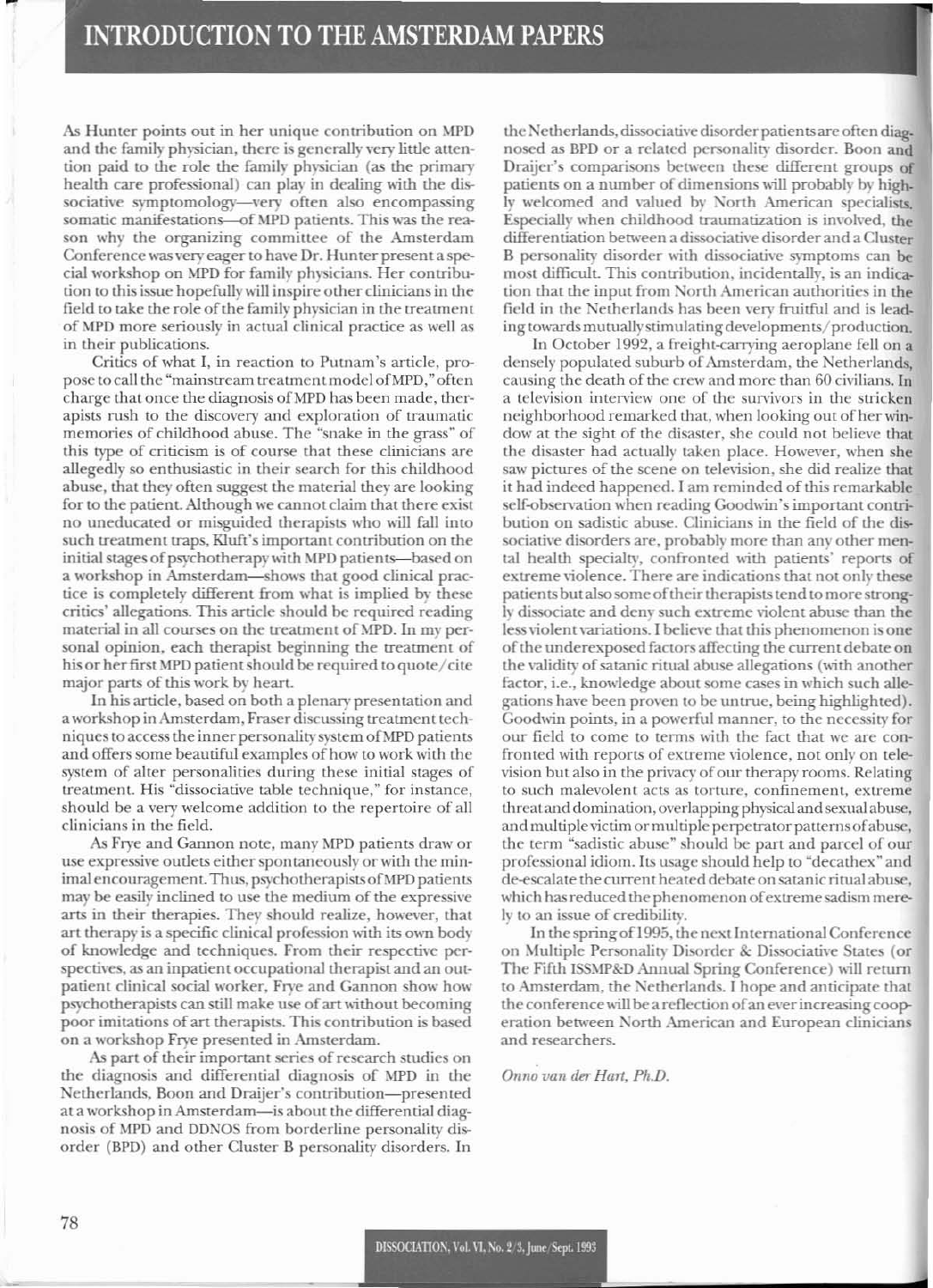# INTRODUCTION TO THE AMSTERDAM PAPERS

As Hunter points out in her unique contribution on MPD and the family physician, there is generally very little attention paid to the role the family physician (as the primary health care professional) can play in dealing with the dissociative symptomology—very often also encompassing somatic manifestations—of MPD patients. This was the reason why the organizing committee of the Amsterdam Conference was very eager to have Dr. Hunter present a special workshop on MPD for family physicians. Her contribution to this issue hopefully will inspire other clinicians in the field to take the role of the family physician in the treatment of MPD more seriously in actual clinical practice as well as in their publications.

Critics of what I, in reaction to Putnam's article, propose to call the "mainstream treatment model of MPD," often charge that once the diagnosis of MPD has been made, therapists rush to the discovery and exploration of traumatic memories of childhood abuse. The "snake in the grass" of this type of criticism is of course that these clinicians are allegedly so enthusiastic in their search for this childhood abuse, that they often suggest the material they are looking for to the patient. Although we cannot claim that there exist no uneducated or misguided therapists who will fall into such treatment traps, Kluft's important contribution on the initial stages of psychotherapy with MPD patients—based on a workshop in Amsterdam—shows that good clinical practice is completely different from what is implied by these critics' allegations. This article should be required reading material in all courses on the treatment of MPD. In my personal opinion, each therapist beginning the treatment of his or her first MPD patient should be required to quote/cite major parts of this work by heart.

In his article, based on both a plenary presentation and a workshop in Amsterdam, Fraser discussing treatment techniques to access the inner personality system of MPD patients and offers some beautiful examples of how to work with the system of alter personalities during these initial stages of treatment. His "dissociative table technique," for instance, should be a very welcome addition to the repertoire of all clinicians in the field.

As Frye and Gannon note, many MPD patients draw or use expressive outlets either spontaneously or with the minimal encouragement. Thus, psychotherapists of MPD patients may be easily inclined to use the medium of the expressive arts in their therapies. They should realize, however, that art therapy is a specific clinical profession with its own body of knowledge and techniques. From their respective perspectives, as an inpatient occupational therapist and an outpatient clinical social worker, Frye and Gannon show how psychotherapists can still make use of art without becoming poor imitations of art therapists. This contribution is based on a workshop Frye presented in Amsterdam.

As part of their important series of research studies on the diagnosis and differential diagnosis of MPD in the Netherlands, Boon and Draijer's contribution—presented at a workshop in Amsterdam—is about the differential diagnosis of MPD and DDNOS from borderline personality disorder (BPD) and other Cluster B personality disorders. In the Netherlands, dissociative disorder patients are often diagnosed as BPD or a related personality disorder. Boon and Draijer's comparisons between these different groups of patients on a number of dimensions will probably by highly welcomed and valued by North American specialists. Especially when childhood traumatization is involved, the differentiation between a dissociative disorder and a Cluster B personality disorder with dissociative symptoms can be most difficult. This contribution, incidentally, is an indication that the input from North American authorities in the field in the Netherlands has been very fruitful and is leading towards mutually stimulating developments/production.

In October 1992, a freight-carrying aeroplane fell on a densely populated suburb of Amsterdam, the Netherlands, causing the death of the crew and more than 60 civilians. In a television interview one of the survivors in the stricken neighborhood remarked that, when looking out of her window at the sight of the disaster, she could not believe that the disaster had actually taken place. However, when she saw pictures of the scene on television, she did realize that it had indeed happened. I am reminded of this remarkable self-observation when reading Goodwin's important contribution on sadistic abuse. Clinicians in the field of the dissociative disorders are, probably more than any other mental health specialty, confronted with patients' reports of extreme violence. There are indications that not only these patients but also some of their therapists tend to more strongly dissociate and deny such extreme violent abuse than the less violent variations. I believe that this phenomenon is one of the underexposed factors affecting the current debate on the validity of satanic ritual abuse allegations (with another factor, i.e., knowledge about some cases in which such allegations have been proven to be untrue, being highlighted). Goodwin points, in a powerful manner, to the necessity for our field to come to terms with the fact that we are confronted with reports of extreme violence, not only on television but also in the privacy of our therapy rooms. Relating to such malevolent acts as torture, confinement, extreme threat and domination, overlapping physical and sexual abuse, and multiple victim or multiple perpetrator patterns of abuse, the term "sadistic abuse" should be part and parcel of our professional idiom. Its usage should help to "decathex" and de-escalate the current heated debate on satanic ritual abuse, which has reduced the phenomenon of extreme sadism merely to an issue of credibility.

In the spring of 1995, the next International Conference on Multiple Personality Disorder & Dissociative States (or The Fifth ISSMP&D Annual Spring Conference) will return to Amsterdam, the Netherlands. I hope and anticipate that the conference will be a reflection of an ever increasing cooperation between North American and European clinicians and researchers.

*Onno van der Hart, Ph.D.*